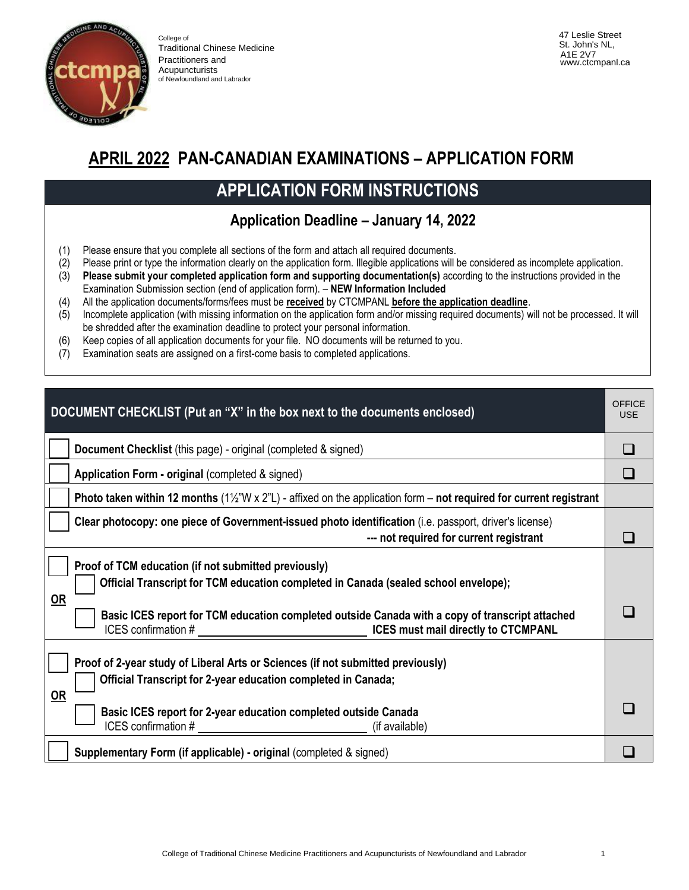College of
Traditional Chinese Medicine
Practitioners and
Acupuncturists
of Newfoundland and Labrador

47 Leslie Street
St. John's NL,
A1E 2V7
www.ctcmpanl.ca

# APRIL 2022 PAN-CANADIAN EXAMINATIONS – APPLICATION FORM

## APPLICATION FORM INSTRUCTIONS

### Application Deadline – January 14, 2022

(1) Please ensure that you complete all sections of the form and attach all required documents.
(2) Please print or type the information clearly on the application form. Illegible applications will be considered as incomplete application.
(3) **Please submit your completed application form and supporting documentation(s)** according to the instructions provided in the Examination Submission section (end of application form). – **NEW Information Included**
(4) All the application documents/forms/fees must be **received** by CTCMPANL **before the application deadline**.
(5) Incomplete application (with missing information on the application form and/or missing required documents) will not be processed. It will be shredded after the examination deadline to protect your personal information.
(6) Keep copies of all application documents for your file. NO documents will be returned to you.
(7) Examination seats are assigned on a first-come basis to completed applications.

| | DOCUMENT CHECKLIST (Put an "X" in the box next to the documents enclosed) | OFFICE USE |
|---|---|---|
| ☐ | **Document Checklist** (this page) - original (completed & signed) | ☐ |
| ☐ | **Application Form - original** (completed & signed) | ☐ |
| ☐ | **Photo taken within 12 months** (1½"W x 2"L) - affixed on the application form – **not required for current registrant** | |
| ☐ | **Clear photocopy: one piece of Government-issued photo identification** (i.e. passport, driver's license) **--- not required for current registrant** | ☐ |
| ☐ | **Proof of TCM education (if not submitted previously)**<br>☐ **Official Transcript for TCM education completed in Canada (sealed school envelope);**<br>**OR**<br>☐ **Basic ICES report for TCM education completed outside Canada with a copy of transcript attached**<br>ICES confirmation # ____________ **ICES must mail directly to CTCMPANL** | ☐ |
| ☐ | **Proof of 2-year study of Liberal Arts or Sciences (if not submitted previously)**<br>☐ **Official Transcript for 2-year education completed in Canada;**<br>**OR**<br>☐ **Basic ICES report for 2-year education completed outside Canada**<br>ICES confirmation # ____________ (if available) | ☐ |
| ☐ | **Supplementary Form (if applicable) - original** (completed & signed) | ☐ |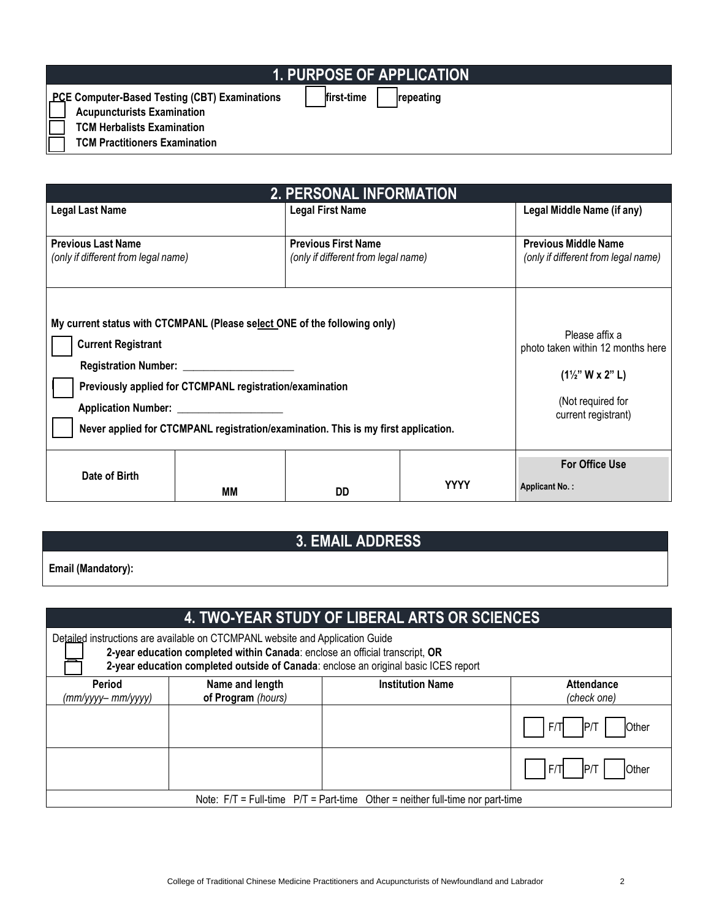## 1. PURPOSE OF APPLICATION

**PCE Computer-Based Testing (CBT) Examinations** ☐ **first-time** ☐ **repeating**

☐ **Acupuncturists Examination**

☐ **TCM Herbalists Examination**

☐ **TCM Practitioners Examination**

## 2. PERSONAL INFORMATION

| **Legal Last Name** | **Legal First Name** | **Legal Middle Name (if any)** |
|---|---|---|
| **Previous Last Name** *(only if different from legal name)* | **Previous First Name** *(only if different from legal name)* | **Previous Middle Name** *(only if different from legal name)* |

**My current status with CTCMPANL (Please select ONE of the following only)**

☐ **Current Registrant**

**Registration Number:** ____________________

☐ **Previously applied for CTCMPANL registration/examination**

**Application Number:** ___________________

☐ **Never applied for CTCMPANL registration/examination. This is my first application.**

Please affix a photo taken within 12 months here

**(1½" W x 2" L)**

(Not required for current registrant)

| **Date of Birth** | **MM** | **DD** | **YYYY** | **For Office Use** **Applicant No. :** |
|---|---|---|---|---|

## 3. EMAIL ADDRESS

**Email (Mandatory):**

## 4. TWO-YEAR STUDY OF LIBERAL ARTS OR SCIENCES

Detailed instructions are available on CTCMPANL website and Application Guide

☐ **2-year education completed within Canada**: enclose an official transcript, **OR**

☐ **2-year education completed outside of Canada**: enclose an original basic ICES report

| **Period** *(mm/yyyy– mm/yyyy)* | **Name and length of Program** *(hours)* | **Institution Name** | **Attendance** *(check one)* |
|---|---|---|---|
| | | | ☐ F/T ☐ P/T ☐ Other |
| | | | ☐ F/T ☐ P/T ☐ Other |

Note: F/T = Full-time P/T = Part-time Other = neither full-time nor part-time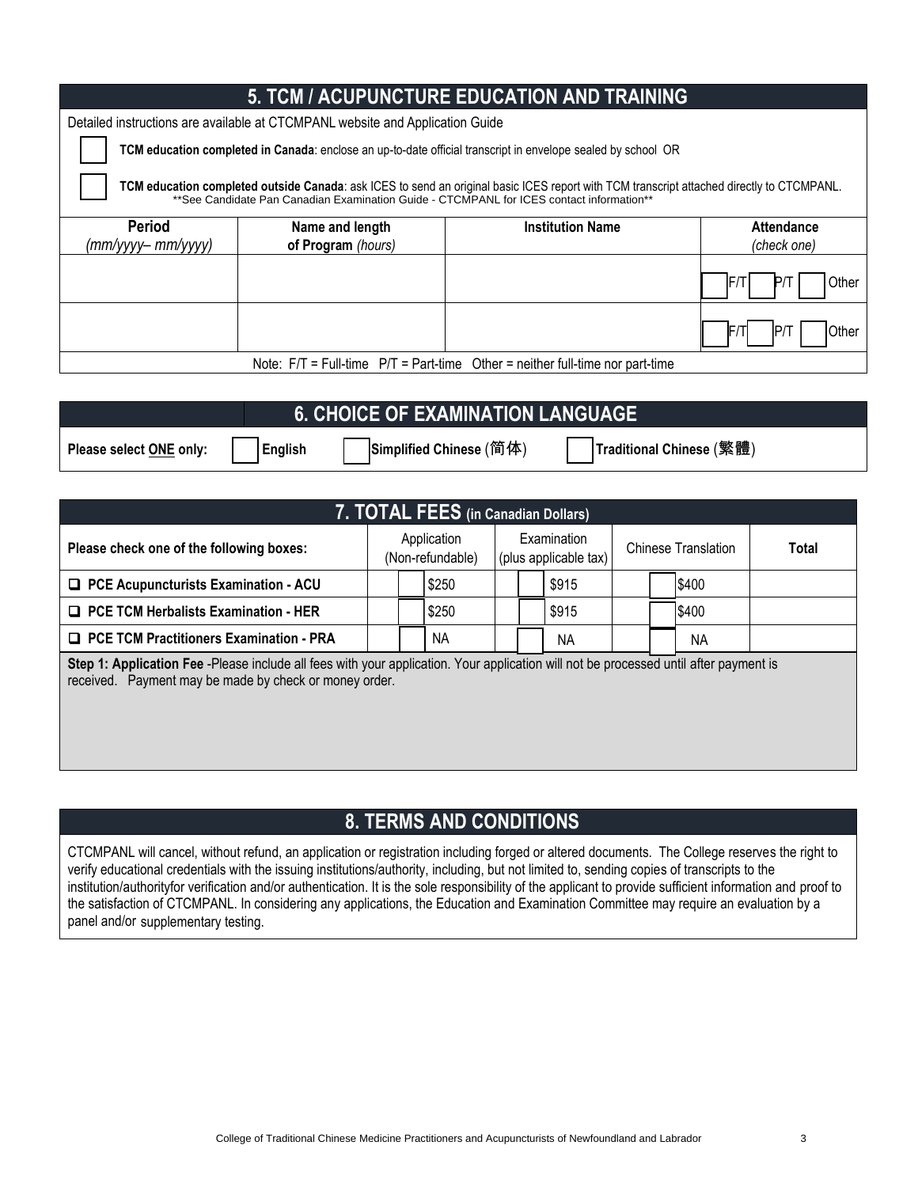## 5. TCM / ACUPUNCTURE EDUCATION AND TRAINING

Detailed instructions are available at CTCMPANL website and Application Guide

☐ **TCM education completed in Canada**: enclose an up-to-date official transcript in envelope sealed by school OR

☐ **TCM education completed outside Canada**: ask ICES to send an original basic ICES report with TCM transcript attached directly to CTCMPANL.
**See Candidate Pan Canadian Examination Guide - CTCMPANL for ICES contact information**

| **Period** *(mm/yyyy– mm/yyyy)* | **Name and length of Program** *(hours)* | **Institution Name** | **Attendance** *(check one)* |
|---|---|---|---|
| | | | ☐ F/T ☐ P/T ☐ Other |
| | | | ☐ F/T ☐ P/T ☐ Other |

Note: F/T = Full-time P/T = Part-time Other = neither full-time nor part-time

## 6. CHOICE OF EXAMINATION LANGUAGE

**Please select ONE only:** ☐ **English** ☐ **Simplified Chinese (简体)** ☐ **Traditional Chinese (繁體)**

## 7. TOTAL FEES (in Canadian Dollars)

| **Please check one of the following boxes:** | Application (Non-refundable) | Examination (plus applicable tax) | Chinese Translation | **Total** |
|---|---|---|---|---|
| ☐ **PCE Acupuncturists Examination - ACU** | ☐ $250 | ☐ $915 | ☐ $400 | |
| ☐ **PCE TCM Herbalists Examination - HER** | ☐ $250 | ☐ $915 | ☐ $400 | |
| ☐ **PCE TCM Practitioners Examination - PRA** | ☐ NA | ☐ NA | ☐ NA | |

**Step 1: Application Fee** -Please include all fees with your application. Your application will not be processed until after payment is received. Payment may be made by check or money order.

## 8. TERMS AND CONDITIONS

CTCMPANL will cancel, without refund, an application or registration including forged or altered documents. The College reserves the right to verify educational credentials with the issuing institutions/authority, including, but not limited to, sending copies of transcripts to the institution/authorityfor verification and/or authentication. It is the sole responsibility of the applicant to provide sufficient information and proof to the satisfaction of CTCMPANL. In considering any applications, the Education and Examination Committee may require an evaluation by a panel and/or supplementary testing.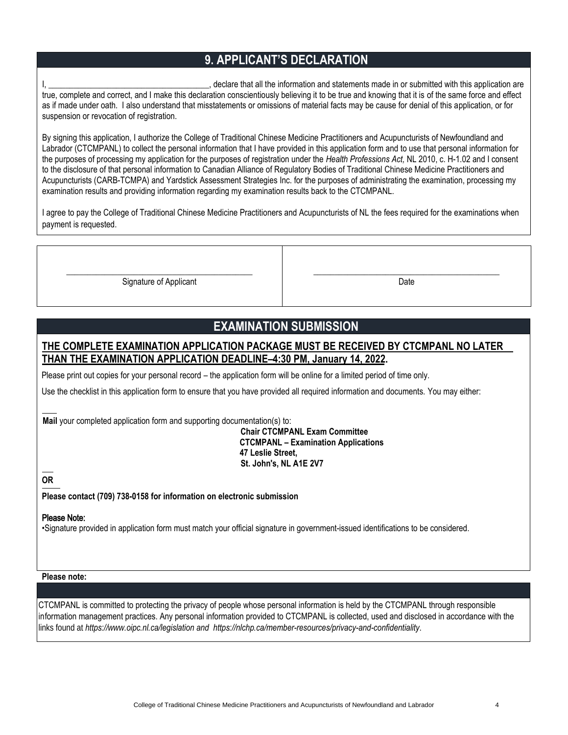## 9. APPLICANT'S DECLARATION

I, ______________________________________, declare that all the information and statements made in or submitted with this application are true, complete and correct, and I make this declaration conscientiously believing it to be true and knowing that it is of the same force and effect as if made under oath. I also understand that misstatements or omissions of material facts may be cause for denial of this application, or for suspension or revocation of registration.

By signing this application, I authorize the College of Traditional Chinese Medicine Practitioners and Acupuncturists of Newfoundland and Labrador (CTCMPANL) to collect the personal information that I have provided in this application form and to use that personal information for the purposes of processing my application for the purposes of registration under the *Health Professions Act,* NL 2010, c. H-1.02 and I consent to the disclosure of that personal information to Canadian Alliance of Regulatory Bodies of Traditional Chinese Medicine Practitioners and Acupuncturists (CARB-TCMPA) and Yardstick Assessment Strategies Inc. for the purposes of administrating the examination, processing my examination results and providing information regarding my examination results back to the CTCMPANL.

I agree to pay the College of Traditional Chinese Medicine Practitioners and Acupuncturists of NL the fees required for the examinations when payment is requested.

| | |
|---|---|
| ______________________________ Signature of Applicant | ______________________________ Date |

## EXAMINATION SUBMISSION

**THE COMPLETE EXAMINATION APPLICATION PACKAGE MUST BE RECEIVED BY CTCMPANL NO LATER THAN THE EXAMINATION APPLICATION DEADLINE–4:30 PM, January 14, 2022.**

Please print out copies for your personal record – the application form will be online for a limited period of time only.

Use the checklist in this application form to ensure that you have provided all required information and documents. You may either:

**Mail** your completed application form and supporting documentation(s) to:

**Chair CTCMPANL Exam Committee**
**CTCMPANL – Examination Applications**
**47 Leslie Street,**
**St. John's, NL A1E 2V7**

**OR**

**Please contact (709) 738-0158 for information on electronic submission**

**Please Note:**

•Signature provided in application form must match your official signature in government-issued identifications to be considered.

**Please note:**

CTCMPANL is committed to protecting the privacy of people whose personal information is held by the CTCMPANL through responsible information management practices. Any personal information provided to CTCMPANL is collected, used and disclosed in accordance with the links found at *https://www.oipc.nl.ca/legislation and https://nlchp.ca/member-resources/privacy-and-confidentiality*.